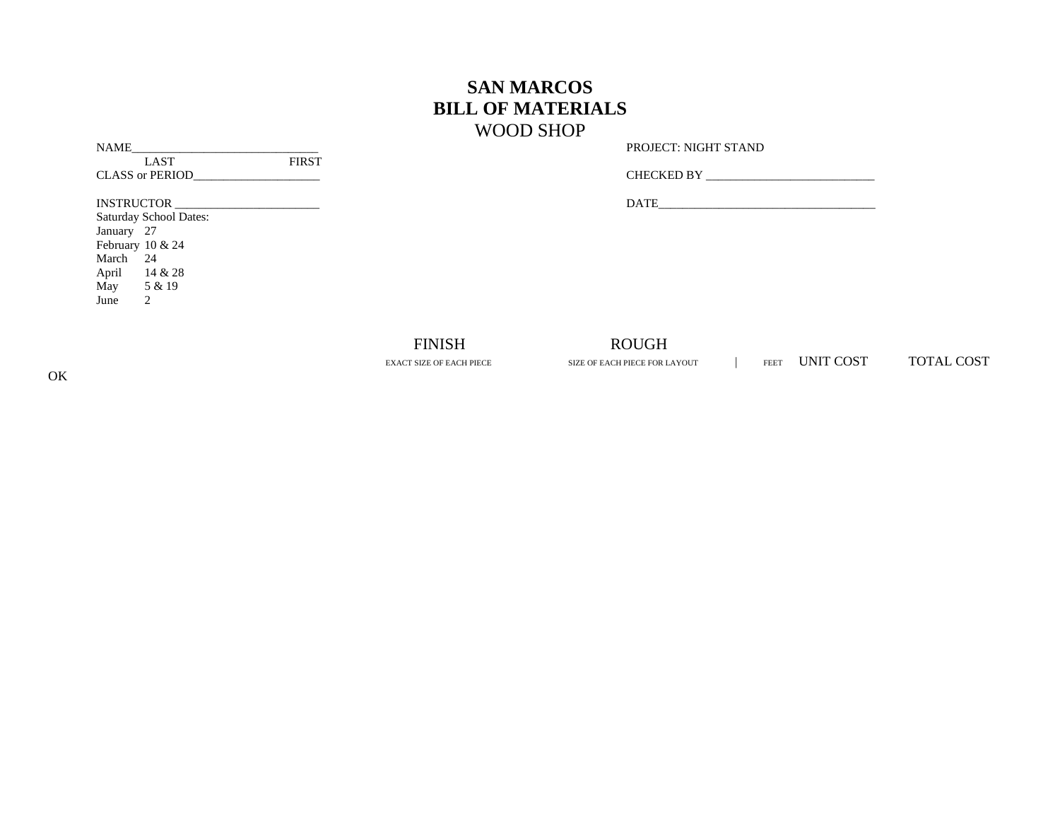# SAN MARCOS
## BILL OF MATERIALS
WOOD SHOP

NAME_______________________________
LAST FIRST

CLASS or PERIOD_____________________

INSTRUCTOR ________________________

Saturday School Dates:

January 27
February 10 & 24
March 24
April 14 & 28
May 5 & 19
June 2

PROJECT: NIGHT STAND

CHECKED BY ____________________________

DATE____________________________________

| OK | FINISH<br>EXACT SIZE OF EACH PIECE | ROUGH<br>SIZE OF EACH PIECE FOR LAYOUT | FEET | UNIT COST | TOTAL COST |
|---|---|---|---|---|---|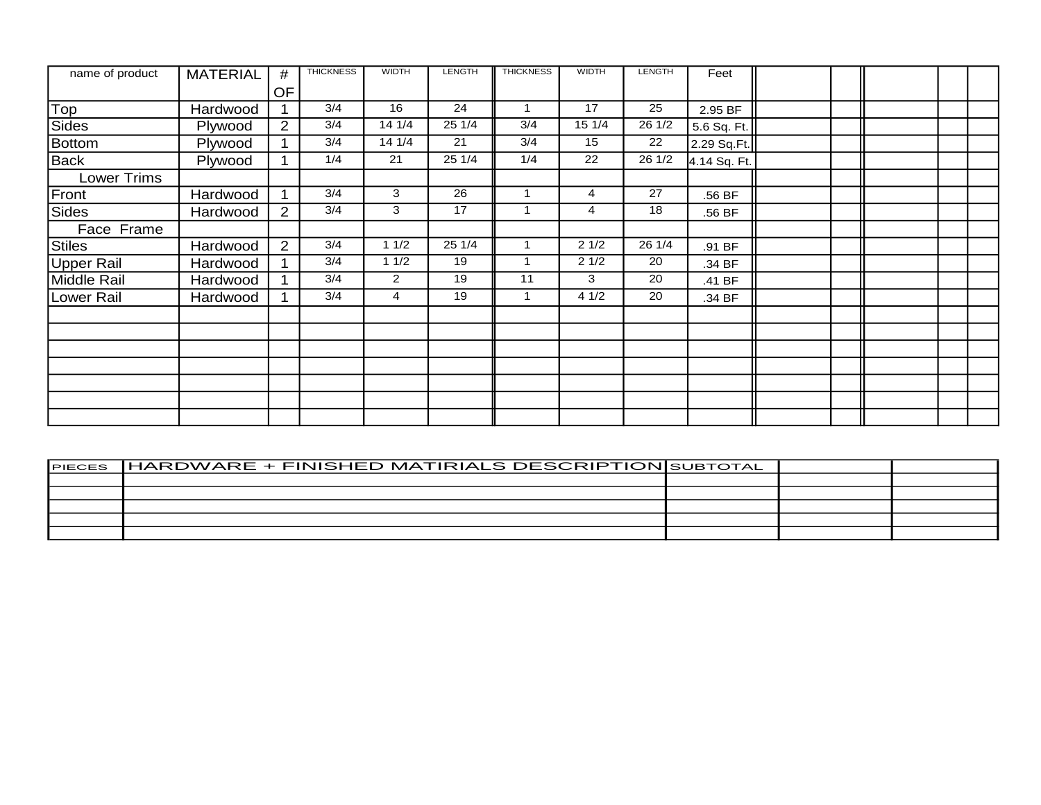| name of product | MATERIAL | # OF | THICKNESS | WIDTH | LENGTH | THICKNESS | WIDTH | LENGTH | Feet | | | | | |
|---|---|---|---|---|---|---|---|---|---|---|---|---|---|---|
| Top | Hardwood | 1 | 3/4 | 16 | 24 | 1 | 17 | 25 | 2.95 BF | | | | | |
| Sides | Plywood | 2 | 3/4 | 14 1/4 | 25 1/4 | 3/4 | 15 1/4 | 26 1/2 | 5.6 Sq. Ft. | | | | | |
| Bottom | Plywood | 1 | 3/4 | 14 1/4 | 21 | 3/4 | 15 | 22 | 2.29 Sq.Ft. | | | | | |
| Back | Plywood | 1 | 1/4 | 21 | 25 1/4 | 1/4 | 22 | 26 1/2 | 4.14 Sq. Ft. | | | | | |
| Lower Trims | | | | | | | | | | | | | | |
| Front | Hardwood | 1 | 3/4 | 3 | 26 | 1 | 4 | 27 | .56 BF | | | | | |
| Sides | Hardwood | 2 | 3/4 | 3 | 17 | 1 | 4 | 18 | .56 BF | | | | | |
| Face Frame | | | | | | | | | | | | | | |
| Stiles | Hardwood | 2 | 3/4 | 1 1/2 | 25 1/4 | 1 | 2 1/2 | 26 1/4 | .91 BF | | | | | |
| Upper Rail | Hardwood | 1 | 3/4 | 1 1/2 | 19 | 1 | 2 1/2 | 20 | .34 BF | | | | | |
| Middle Rail | Hardwood | 1 | 3/4 | 2 | 19 | 11 | 3 | 20 | .41 BF | | | | | |
| Lower Rail | Hardwood | 1 | 3/4 | 4 | 19 | 1 | 4 1/2 | 20 | .34 BF | | | | | |
| | | | | | | | | | | | | | | |
| | | | | | | | | | | | | | | |
| | | | | | | | | | | | | | | |
| | | | | | | | | | | | | | | |
| | | | | | | | | | | | | | | |
| | | | | | | | | | | | | | | |
| | | | | | | | | | | | | | | |

| PIECES | HARDWARE + FINISHED MATIRIALS DESCRIPTION | SUBTOTAL | | |
|---|---|---|---|---|
| | | | | |
| | | | | |
| | | | | |
| | | | | |
| | | | | |